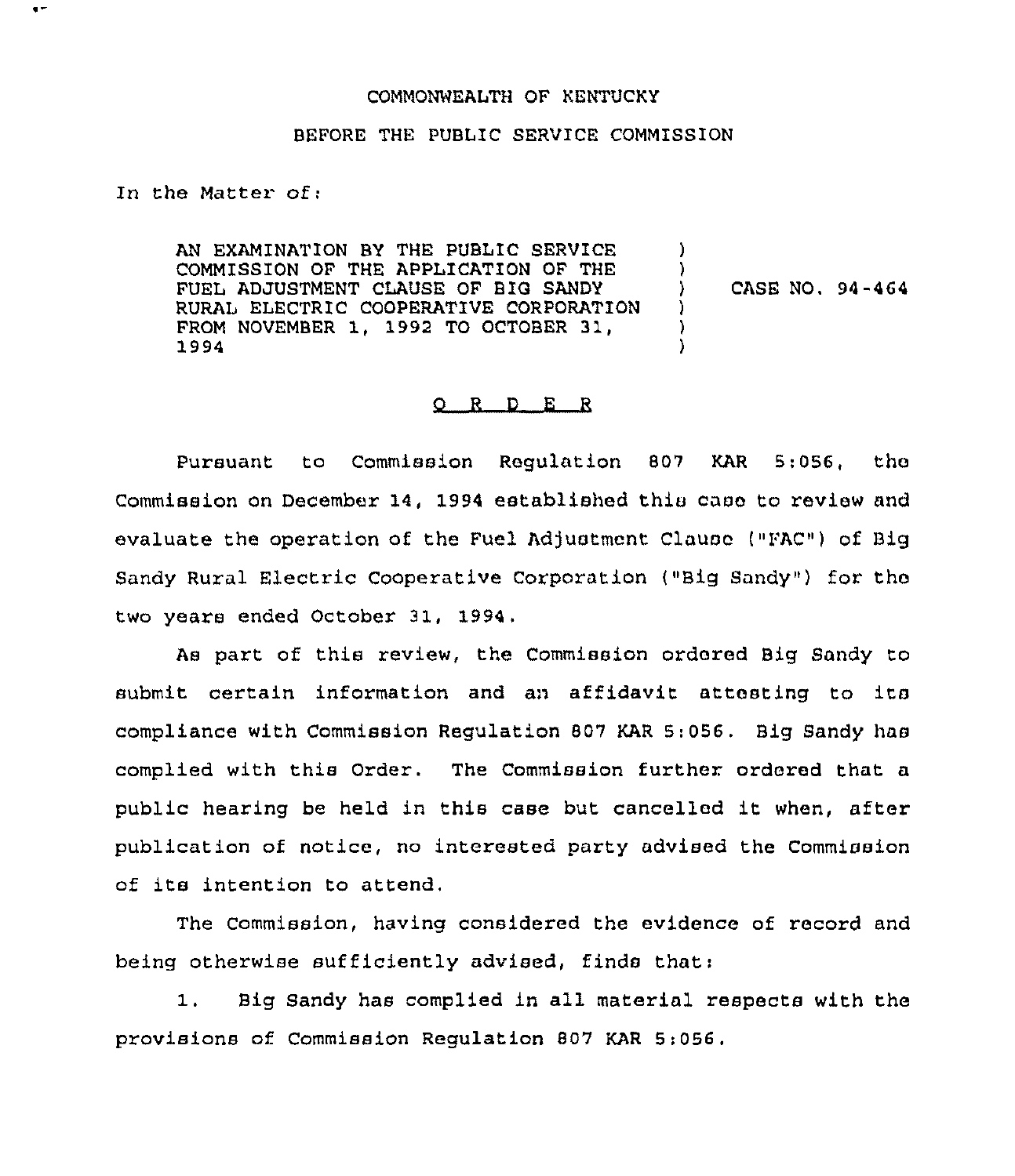COMMONWEALTH OF KENTUCKY

BEFORE THE PUBLIC SERVICE COMMISSION

In the Matter of:

AN EXAMINATION BY THE PUBLIC SERVICE COMMISSION OF THE APPLICATION OF THE FUEL ADJUSTMENT CLAUSE OF BIG SANDY RURAL ELECTRIC COOPERATIVE CORPORATION FROM NOVEMBER 1, 1992 TO OCTOBER 31, 1994 ) CASE NO. 94-464

## O R D E R

Pursuant to Commission Regulation 807 KAR 5:056, the Commission on December 14, 1994 established this case to review and evaluate the operation of the Fuel Adjustment Clause ("FAC") of Big Sandy Rural Electric Cooperative Corporation ("Big Sandy") for the two years ended October 31, 1994.

As part of this review, the Commission ordered Big Sandy to submit certain information and an affidavit attesting to its compliance with Commission Regulation 807 KAR 5:056. Big Sandy has complied with this Order. The Commission further ordered that a public hearing be held in this case but cancelled it when, after publication of notice, no interested party advised the Commission of its intention to attend.

The Commission, having considered the evidence of record and being otherwise sufficiently advised, finds that:

1. Big Sandy has complied in all material respects with the provisions of Commission Regulation 807 KAR 5:056.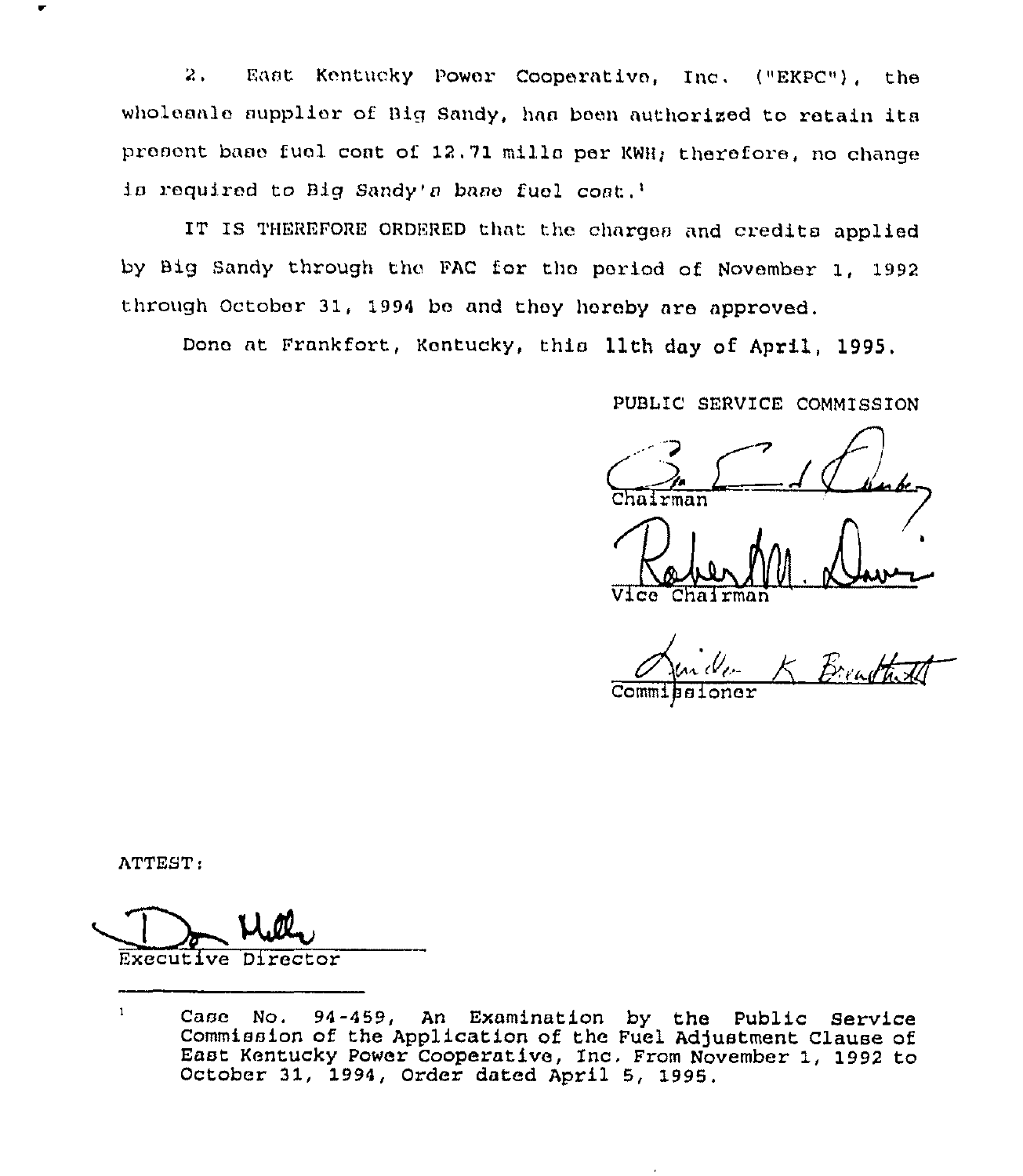2. East Kentucky Power Cooperative, Inc. ("EKPC"), the wholesale supplier of Big Sandy, has been authorized to retain its present base fuel cost of 12.71 mills per KWH; therefore, no change is required to Big Sandy's base fuel cost.[1]

IT IS THEREFORE ORDERED that the charges and credits applied by Big Sandy through the FAC for the period of November 1, 1992 through October 31, 1994 be and they hereby are approved.

Done at Frankfort, Kentucky, this 11th day of April, 1995.

PUBLIC SERVICE COMMISSION

Chairman

Vice Chairman

Commissioner

ATTEST:

Executive Director

---

[1] Case No. 94-459, An Examination by the Public Service Commission of the Application of the Fuel Adjustment Clause of East Kentucky Power Cooperative, Inc. From November 1, 1992 to October 31, 1994, Order dated April 5, 1995.